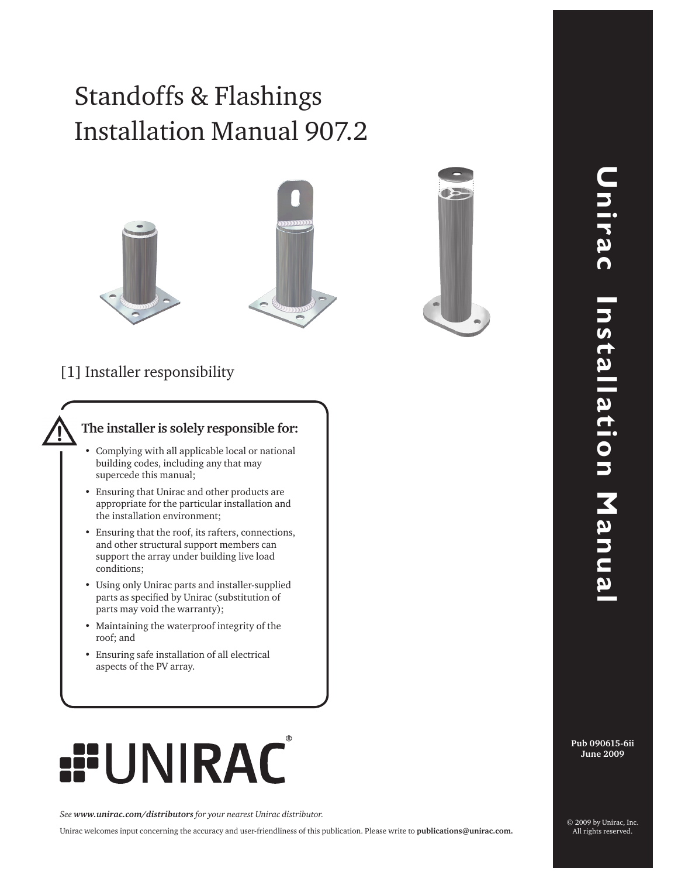# Standoffs & Flashings Installation Manual 907.2

## [1] Installer responsibility

**The installer is solely responsible for:**

- Complying with all applicable local or national building codes, including any that may supercede this manual;
- Ensuring that Unirac and other products are appropriate for the particular installation and the installation environment;
- Ensuring that the roof, its rafters, connections, and other structural support members can support the array under building live load conditions;
- Using only Unirac parts and installer-supplied parts as specified by Unirac (substitution of parts may void the warranty);
- Maintaining the waterproof integrity of the roof; and
- Ensuring safe installation of all electrical aspects of the PV array.

UNIRAC®

*See **www.unirac.com/distributors** for your nearest Unirac distributor.*

Unirac welcomes input concerning the accuracy and user-friendliness of this publication. Please write to **publications@unirac.com.**

**Unirac Installation Manual**

**Pub 090615-6ii**
**June 2009**

© 2009 by Unirac, Inc.
All rights reserved.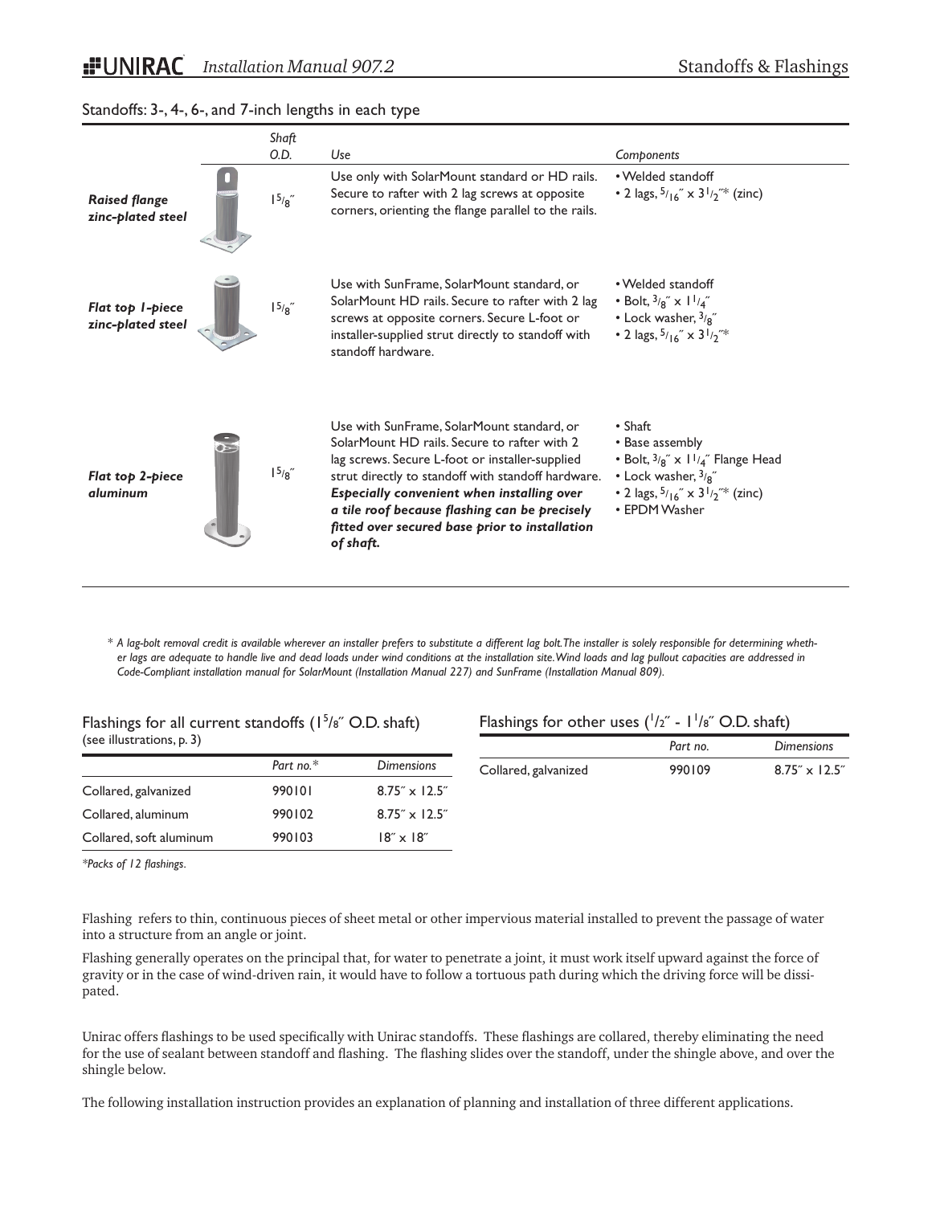## Standoffs: 3-, 4-, 6-, and 7-inch lengths in each type

| | Shaft O.D. | Use | Components |
|---|---|---|---|
| ***Raised flange zinc-plated steel*** | 1 5/8″ | Use only with SolarMount standard or HD rails. Secure to rafter with 2 lag screws at opposite corners, orienting the flange parallel to the rails. | • Welded standoff<br>• 2 lags, 5/16″ x 3 1/2″* (zinc) |
| ***Flat top 1-piece zinc-plated steel*** | 1 5/8″ | Use with SunFrame, SolarMount standard, or SolarMount HD rails. Secure to rafter with 2 lag screws at opposite corners. Secure L-foot or installer-supplied strut directly to standoff with standoff hardware. | • Welded standoff<br>• Bolt, 3/8″ x 1 1/4″<br>• Lock washer, 3/8″<br>• 2 lags, 5/16″ x 3 1/2″* |
| ***Flat top 2-piece aluminum*** | 1 5/8″ | Use with SunFrame, SolarMount standard, or SolarMount HD rails. Secure to rafter with 2 lag screws. Secure L-foot or installer-supplied strut directly to standoff with standoff hardware. ***Especially convenient when installing over a tile roof because flashing can be precisely fitted over secured base prior to installation of shaft.*** | • Shaft<br>• Base assembly<br>• Bolt, 3/8″ x 1 1/4″ Flange Head<br>• Lock washer, 3/8″<br>• 2 lags, 5/16″ x 3 1/2″* (zinc)<br>• EPDM Washer |

*\* A lag-bolt removal credit is available wherever an installer prefers to substitute a different lag bolt. The installer is solely responsible for determining whether lags are adequate to handle live and dead loads under wind conditions at the installation site. Wind loads and lag pullout capacities are addressed in Code-Compliant installation manual for SolarMount (Installation Manual 227) and SunFrame (Installation Manual 809).*

### Flashings for all current standoffs (1 5/8″ O.D. shaft)
(see illustrations, p. 3)

| | Part no.* | Dimensions |
|---|---|---|
| Collared, galvanized | 990101 | 8.75″ x 12.5″ |
| Collared, aluminum | 990102 | 8.75″ x 12.5″ |
| Collared, soft aluminum | 990103 | 18″ x 18″ |

*\*Packs of 12 flashings.*

### Flashings for other uses (1/2″ - 1 1/8″ O.D. shaft)

| | Part no. | Dimensions |
|---|---|---|
| Collared, galvanized | 990109 | 8.75″ x 12.5″ |

Flashing refers to thin, continuous pieces of sheet metal or other impervious material installed to prevent the passage of water into a structure from an angle or joint.

Flashing generally operates on the principal that, for water to penetrate a joint, it must work itself upward against the force of gravity or in the case of wind-driven rain, it would have to follow a tortuous path during which the driving force will be dissipated.

Unirac offers flashings to be used specifically with Unirac standoffs. These flashings are collared, thereby eliminating the need for the use of sealant between standoff and flashing. The flashing slides over the standoff, under the shingle above, and over the shingle below.

The following installation instruction provides an explanation of planning and installation of three different applications.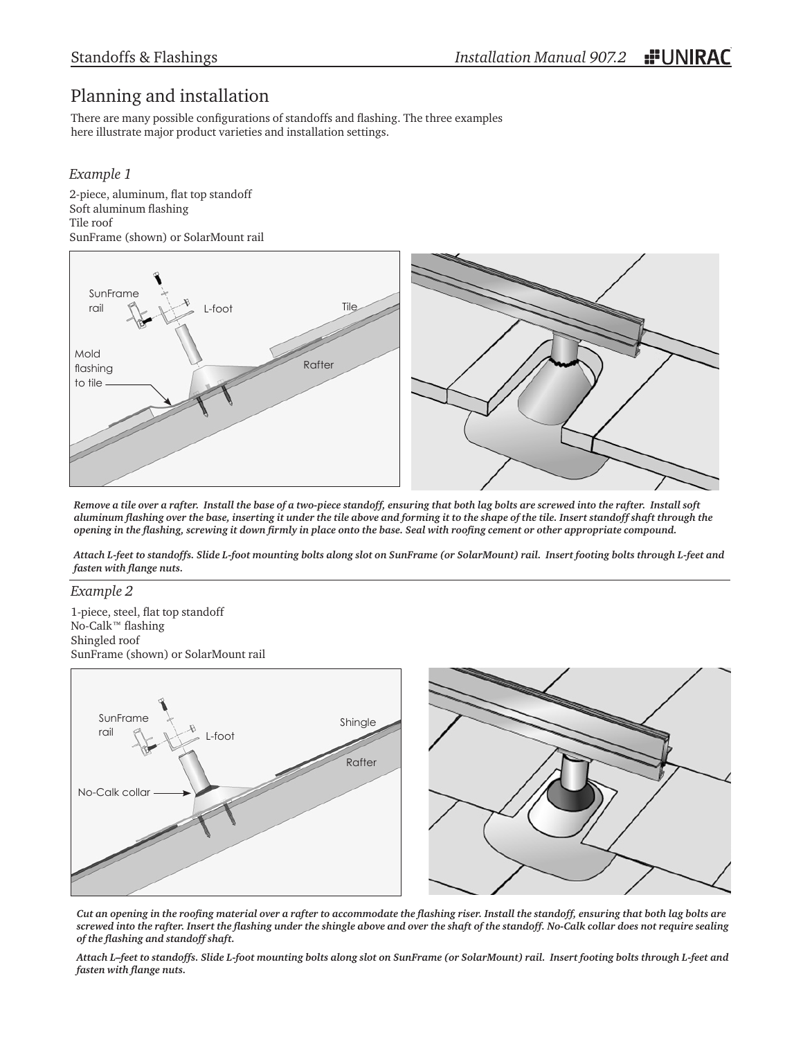# Planning and installation

There are many possible configurations of standoffs and flashing. The three examples here illustrate major product varieties and installation settings.

## *Example 1*

2-piece, aluminum, flat top standoff
Soft aluminum flashing
Tile roof
SunFrame (shown) or SolarMount rail

SunFrame rail
L-foot
Tile
Mold flashing to tile
Rafter

***Remove a tile over a rafter. Install the base of a two-piece standoff, ensuring that both lag bolts are screwed into the rafter. Install soft aluminum flashing over the base, inserting it under the tile above and forming it to the shape of the tile. Insert standoff shaft through the opening in the flashing, screwing it down firmly in place onto the base. Seal with roofing cement or other appropriate compound.***

***Attach L-feet to standoffs. Slide L-foot mounting bolts along slot on SunFrame (or SolarMount) rail. Insert footing bolts through L-feet and fasten with flange nuts.***

## *Example 2*

1-piece, steel, flat top standoff
No-Calk™ flashing
Shingled roof
SunFrame (shown) or SolarMount rail

SunFrame rail
L-foot
Shingle
Rafter
No-Calk collar

***Cut an opening in the roofing material over a rafter to accommodate the flashing riser. Install the standoff, ensuring that both lag bolts are screwed into the rafter. Insert the flashing under the shingle above and over the shaft of the standoff. No-Calk collar does not require sealing of the flashing and standoff shaft.***

***Attach L–feet to standoffs. Slide L-foot mounting bolts along slot on SunFrame (or SolarMount) rail. Insert footing bolts through L-feet and fasten with flange nuts.***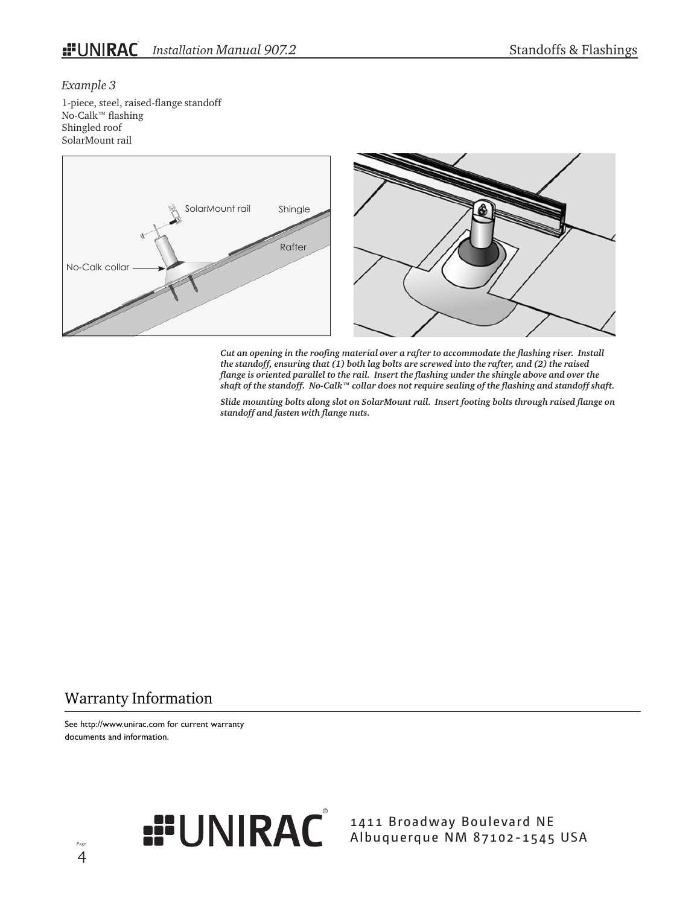*Example 3*

1-piece, steel, raised-flange standoff
No-Calk™ flashing
Shingled roof
SolarMount rail

SolarMount rail
Shingle
Rafter
No-Calk collar

***Cut an opening in the roofing material over a rafter to accommodate the flashing riser. Install the standoff, ensuring that (1) both lag bolts are screwed into the rafter, and (2) the raised flange is oriented parallel to the rail. Insert the flashing under the shingle above and over the shaft of the standoff. No-Calk™ collar does not require sealing of the flashing and standoff shaft.***

***Slide mounting bolts along slot on SolarMount rail. Insert footing bolts through raised flange on standoff and fasten with flange nuts.***

## Warranty Information

See http://www.unirac.com for current warranty documents and information.

UNIRAC®

1411 Broadway Boulevard NE
Albuquerque NM 87102-1545 USA